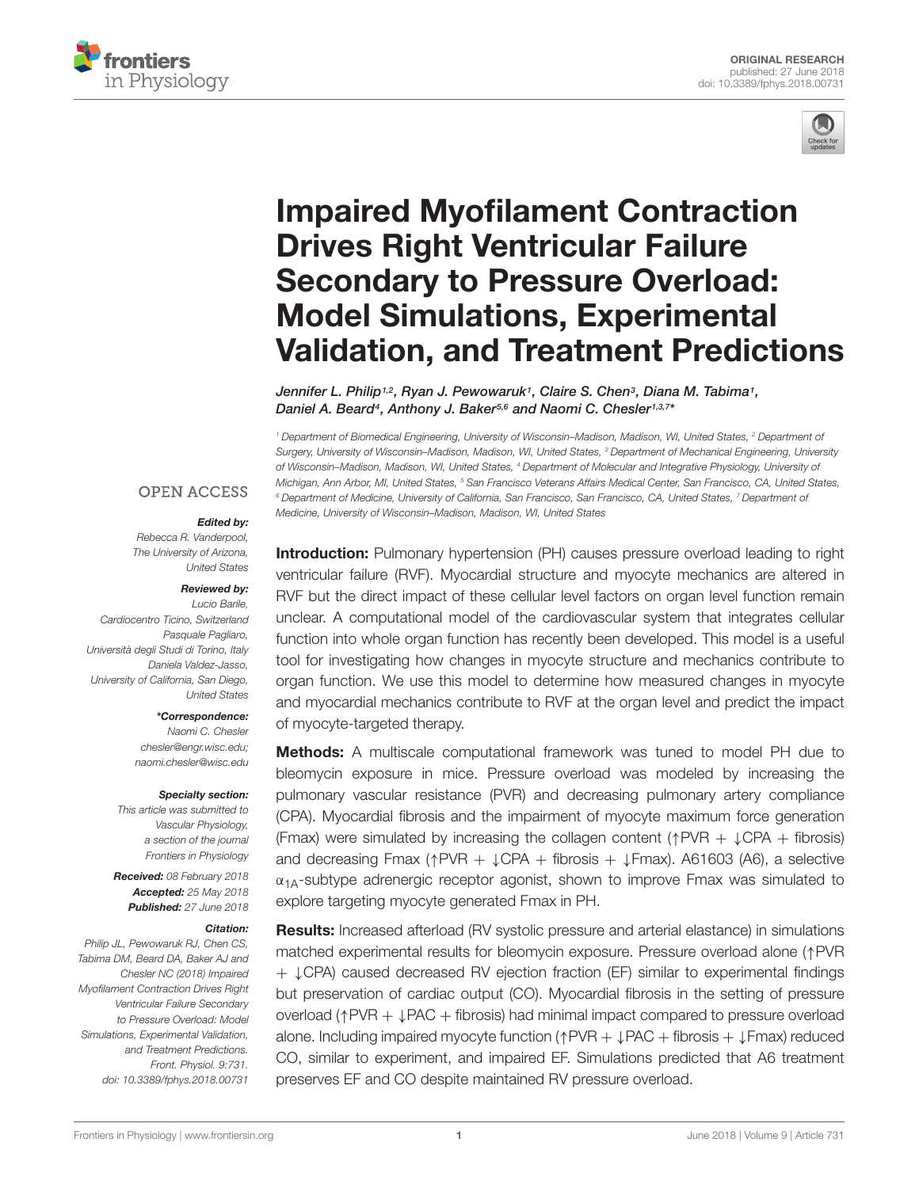ORIGINAL RESEARCH
published: 27 June 2018
doi: 10.3389/fphys.2018.00731

# Impaired Myofilament Contraction Drives Right Ventricular Failure Secondary to Pressure Overload: Model Simulations, Experimental Validation, and Treatment Predictions

*Jennifer L. Philip[1,2], Ryan J. Pewowaruk[1], Claire S. Chen[3], Diana M. Tabima[1], Daniel A. Beard[4], Anthony J. Baker[5,6] and Naomi C. Chesler[1,3,7]\**

[1] Department of Biomedical Engineering, University of Wisconsin–Madison, Madison, WI, United States, [2] Department of Surgery, University of Wisconsin–Madison, Madison, WI, United States, [3] Department of Mechanical Engineering, University of Wisconsin–Madison, Madison, WI, United States, [4] Department of Molecular and Integrative Physiology, University of Michigan, Ann Arbor, MI, United States, [5] San Francisco Veterans Affairs Medical Center, San Francisco, CA, United States, [6] Department of Medicine, University of California, San Francisco, San Francisco, CA, United States, [7] Department of Medicine, University of Wisconsin–Madison, Madison, WI, United States

OPEN ACCESS

***Edited by:***
Rebecca R. Vanderpool,
The University of Arizona,
United States

***Reviewed by:***
Lucio Barile,
Cardiocentro Ticino, Switzerland
Pasquale Pagliaro,
Università degli Studi di Torino, Italy
Daniela Valdez-Jasso,
University of California, San Diego,
United States

***\*Correspondence:***
Naomi C. Chesler
chesler@engr.wisc.edu;
naomi.chesler@wisc.edu

***Specialty section:***
This article was submitted to
Vascular Physiology,
a section of the journal
Frontiers in Physiology

***Received:*** 08 February 2018
***Accepted:*** 25 May 2018
***Published:*** 27 June 2018

***Citation:***
Philip JL, Pewowaruk RJ, Chen CS, Tabima DM, Beard DA, Baker AJ and Chesler NC (2018) Impaired Myofilament Contraction Drives Right Ventricular Failure Secondary to Pressure Overload: Model Simulations, Experimental Validation, and Treatment Predictions. Front. Physiol. 9:731. doi: 10.3389/fphys.2018.00731

**Introduction:** Pulmonary hypertension (PH) causes pressure overload leading to right ventricular failure (RVF). Myocardial structure and myocyte mechanics are altered in RVF but the direct impact of these cellular level factors on organ level function remain unclear. A computational model of the cardiovascular system that integrates cellular function into whole organ function has recently been developed. This model is a useful tool for investigating how changes in myocyte structure and mechanics contribute to organ function. We use this model to determine how measured changes in myocyte and myocardial mechanics contribute to RVF at the organ level and predict the impact of myocyte-targeted therapy.

**Methods:** A multiscale computational framework was tuned to model PH due to bleomycin exposure in mice. Pressure overload was modeled by increasing the pulmonary vascular resistance (PVR) and decreasing pulmonary artery compliance (CPA). Myocardial fibrosis and the impairment of myocyte maximum force generation (Fmax) were simulated by increasing the collagen content (↑PVR + ↓CPA + fibrosis) and decreasing Fmax (↑PVR + ↓CPA + fibrosis + ↓Fmax). A61603 (A6), a selective $\alpha_{1A}$-subtype adrenergic receptor agonist, shown to improve Fmax was simulated to explore targeting myocyte generated Fmax in PH.

**Results:** Increased afterload (RV systolic pressure and arterial elastance) in simulations matched experimental results for bleomycin exposure. Pressure overload alone (↑PVR + ↓CPA) caused decreased RV ejection fraction (EF) similar to experimental findings but preservation of cardiac output (CO). Myocardial fibrosis in the setting of pressure overload (↑PVR + ↓PAC + fibrosis) had minimal impact compared to pressure overload alone. Including impaired myocyte function (↑PVR + ↓PAC + fibrosis + ↓Fmax) reduced CO, similar to experiment, and impaired EF. Simulations predicted that A6 treatment preserves EF and CO despite maintained RV pressure overload.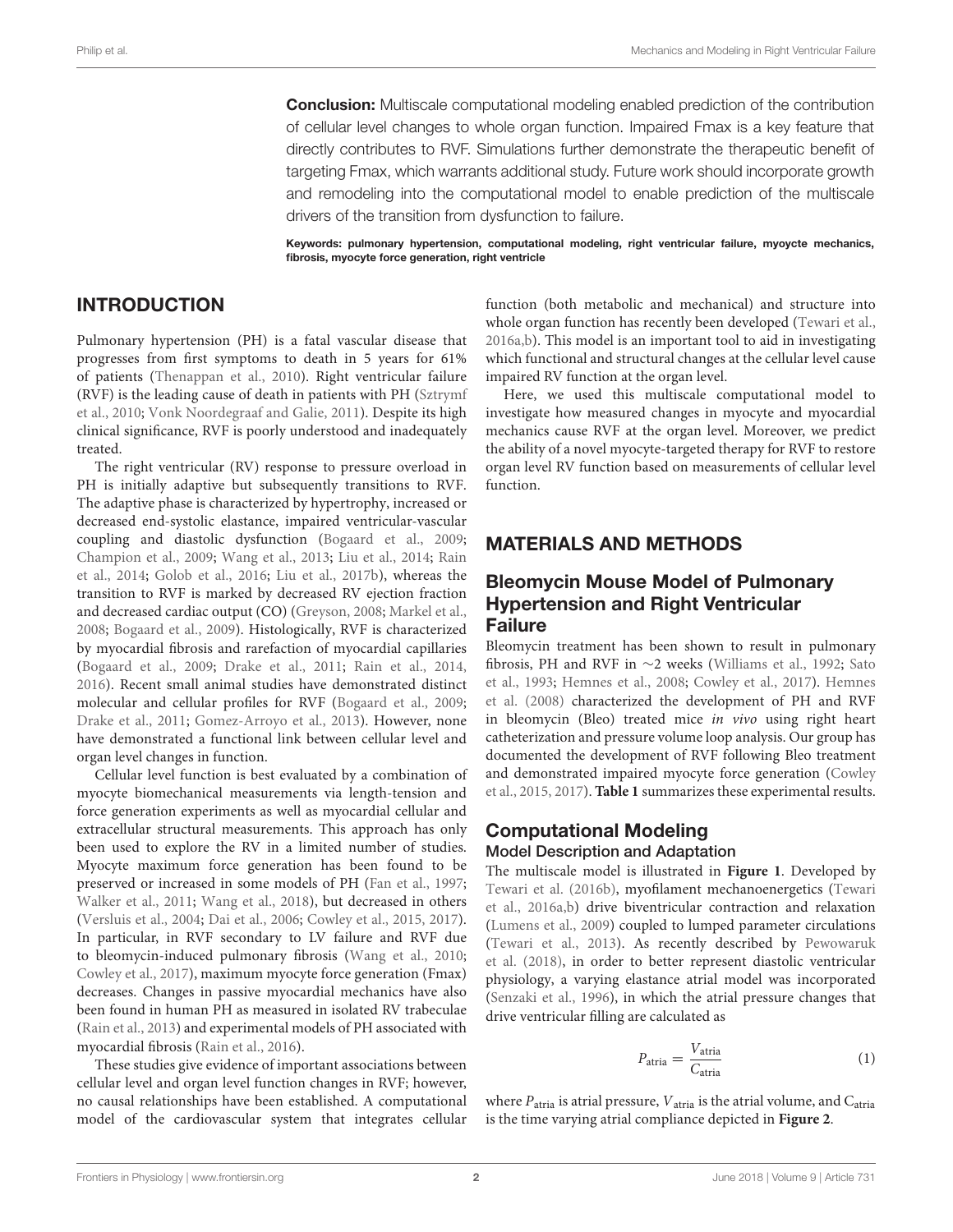**Conclusion:** Multiscale computational modeling enabled prediction of the contribution of cellular level changes to whole organ function. Impaired Fmax is a key feature that directly contributes to RVF. Simulations further demonstrate the therapeutic benefit of targeting Fmax, which warrants additional study. Future work should incorporate growth and remodeling into the computational model to enable prediction of the multiscale drivers of the transition from dysfunction to failure.

**Keywords: pulmonary hypertension, computational modeling, right ventricular failure, myoycte mechanics, fibrosis, myocyte force generation, right ventricle**

## INTRODUCTION

Pulmonary hypertension (PH) is a fatal vascular disease that progresses from first symptoms to death in 5 years for 61% of patients (Thenappan et al., 2010). Right ventricular failure (RVF) is the leading cause of death in patients with PH (Sztrymf et al., 2010; Vonk Noordegraaf and Galie, 2011). Despite its high clinical significance, RVF is poorly understood and inadequately treated.

The right ventricular (RV) response to pressure overload in PH is initially adaptive but subsequently transitions to RVF. The adaptive phase is characterized by hypertrophy, increased or decreased end-systolic elastance, impaired ventricular-vascular coupling and diastolic dysfunction (Bogaard et al., 2009; Champion et al., 2009; Wang et al., 2013; Liu et al., 2014; Rain et al., 2014; Golob et al., 2016; Liu et al., 2017b), whereas the transition to RVF is marked by decreased RV ejection fraction and decreased cardiac output (CO) (Greyson, 2008; Markel et al., 2008; Bogaard et al., 2009). Histologically, RVF is characterized by myocardial fibrosis and rarefaction of myocardial capillaries (Bogaard et al., 2009; Drake et al., 2011; Rain et al., 2014, 2016). Recent small animal studies have demonstrated distinct molecular and cellular profiles for RVF (Bogaard et al., 2009; Drake et al., 2011; Gomez-Arroyo et al., 2013). However, none have demonstrated a functional link between cellular level and organ level changes in function.

Cellular level function is best evaluated by a combination of myocyte biomechanical measurements via length-tension and force generation experiments as well as myocardial cellular and extracellular structural measurements. This approach has only been used to explore the RV in a limited number of studies. Myocyte maximum force generation has been found to be preserved or increased in some models of PH (Fan et al., 1997; Walker et al., 2011; Wang et al., 2018), but decreased in others (Versluis et al., 2004; Dai et al., 2006; Cowley et al., 2015, 2017). In particular, in RVF secondary to LV failure and RVF due to bleomycin-induced pulmonary fibrosis (Wang et al., 2010; Cowley et al., 2017), maximum myocyte force generation (Fmax) decreases. Changes in passive myocardial mechanics have also been found in human PH as measured in isolated RV trabeculae (Rain et al., 2013) and experimental models of PH associated with myocardial fibrosis (Rain et al., 2016).

These studies give evidence of important associations between cellular level and organ level function changes in RVF; however, no causal relationships have been established. A computational model of the cardiovascular system that integrates cellular function (both metabolic and mechanical) and structure into whole organ function has recently been developed (Tewari et al., 2016a,b). This model is an important tool to aid in investigating which functional and structural changes at the cellular level cause impaired RV function at the organ level.

Here, we used this multiscale computational model to investigate how measured changes in myocyte and myocardial mechanics cause RVF at the organ level. Moreover, we predict the ability of a novel myocyte-targeted therapy for RVF to restore organ level RV function based on measurements of cellular level function.

## MATERIALS AND METHODS

### Bleomycin Mouse Model of Pulmonary Hypertension and Right Ventricular Failure

Bleomycin treatment has been shown to result in pulmonary fibrosis, PH and RVF in ∼2 weeks (Williams et al., 1992; Sato et al., 1993; Hemnes et al., 2008; Cowley et al., 2017). Hemnes et al. (2008) characterized the development of PH and RVF in bleomycin (Bleo) treated mice *in vivo* using right heart catheterization and pressure volume loop analysis. Our group has documented the development of RVF following Bleo treatment and demonstrated impaired myocyte force generation (Cowley et al., 2015, 2017). **Table 1** summarizes these experimental results.

### Computational Modeling

#### Model Description and Adaptation

The multiscale model is illustrated in **Figure 1**. Developed by Tewari et al. (2016b), myofilament mechanoenergetics (Tewari et al., 2016a,b) drive biventricular contraction and relaxation (Lumens et al., 2009) coupled to lumped parameter circulations (Tewari et al., 2013). As recently described by Pewowaruk et al. (2018), in order to better represent diastolic ventricular physiology, a varying elastance atrial model was incorporated (Senzaki et al., 1996), in which the atrial pressure changes that drive ventricular filling are calculated as

$$P_{\text{atria}} = \frac{V_{\text{atria}}}{C_{\text{atria}}} \tag{1}$$

where $P_{\text{atria}}$ is atrial pressure, $V_{\text{atria}}$ is the atrial volume, and $C_{\text{atria}}$ is the time varying atrial compliance depicted in **Figure 2**.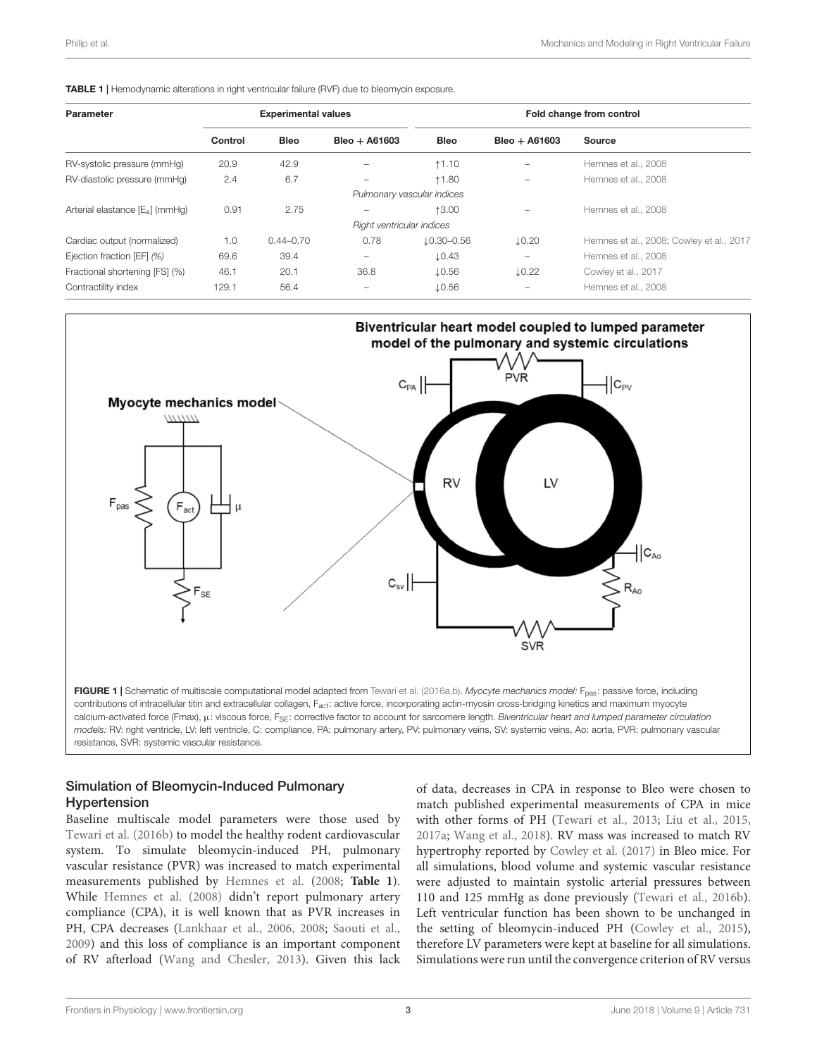**TABLE 1** | Hemodynamic alterations in right ventricular failure (RVF) due to bleomycin exposure.

| Parameter | Experimental values | | | Fold change from control | | |
|---|---|---|---|---|---|---|
| | Control | Bleo | Bleo + A61603 | Bleo | Bleo + A61603 | Source |
| RV-systolic pressure (mmHg) | 20.9 | 42.9 | – | ↑1.10 | – | Hemnes et al., 2008 |
| RV-diastolic pressure (mmHg) | 2.4 | 6.7 | – | ↑1.80 | – | Hemnes et al., 2008 |
| *Pulmonary vascular indices* | | | | | | |
| Arterial elastance [$E_a$] (mmHg) | 0.91 | 2.75 | – | ↑3.00 | – | Hemnes et al., 2008 |
| *Right ventricular indices* | | | | | | |
| Cardiac output (normalized) | 1.0 | 0.44–0.70 | 0.78 | ↓0.30–0.56 | ↓0.20 | Hemnes et al., 2008; Cowley et al., 2017 |
| Ejection fraction [EF] *(%)* | 69.6 | 39.4 | – | ↓0.43 | – | Hemnes et al., 2008 |
| Fractional shortening [FS] (%) | 46.1 | 20.1 | 36.8 | ↓0.56 | ↓0.22 | Cowley et al., 2017 |
| Contractility index | 129.1 | 56.4 | – | ↓0.56 | – | Hemnes et al., 2008 |

**FIGURE 1** | Schematic of multiscale computational model adapted from Tewari et al. (2016a,b). *Myocyte mechanics model:* $F_{pas}$: passive force, including contributions of intracellular titin and extracellular collagen, $F_{act}$: active force, incorporating actin-myosin cross-bridging kinetics and maximum myocyte calcium-activated force (Fmax), μ: viscous force, $F_{SE}$: corrective factor to account for sarcomere length. *Biventricular heart and lumped parameter circulation models:* RV: right ventricle, LV: left ventricle, C: compliance, PA: pulmonary artery, PV: pulmonary veins, SV: systemic veins, Ao: aorta, PVR: pulmonary vascular resistance, SVR: systemic vascular resistance.

### Simulation of Bleomycin-Induced Pulmonary Hypertension

Baseline multiscale model parameters were those used by Tewari et al. (2016b) to model the healthy rodent cardiovascular system. To simulate bleomycin-induced PH, pulmonary vascular resistance (PVR) was increased to match experimental measurements published by Hemnes et al. (2008; **Table 1**). While Hemnes et al. (2008) didn't report pulmonary artery compliance (CPA), it is well known that as PVR increases in PH, CPA decreases (Lankhaar et al., 2006, 2008; Saouti et al., 2009) and this loss of compliance is an important component of RV afterload (Wang and Chesler, 2013). Given this lack of data, decreases in CPA in response to Bleo were chosen to match published experimental measurements of CPA in mice with other forms of PH (Tewari et al., 2013; Liu et al., 2015, 2017a; Wang et al., 2018). RV mass was increased to match RV hypertrophy reported by Cowley et al. (2017) in Bleo mice. For all simulations, blood volume and systemic vascular resistance were adjusted to maintain systolic arterial pressures between 110 and 125 mmHg as done previously (Tewari et al., 2016b). Left ventricular function has been shown to be unchanged in the setting of bleomycin-induced PH (Cowley et al., 2015), therefore LV parameters were kept at baseline for all simulations. Simulations were run until the convergence criterion of RV versus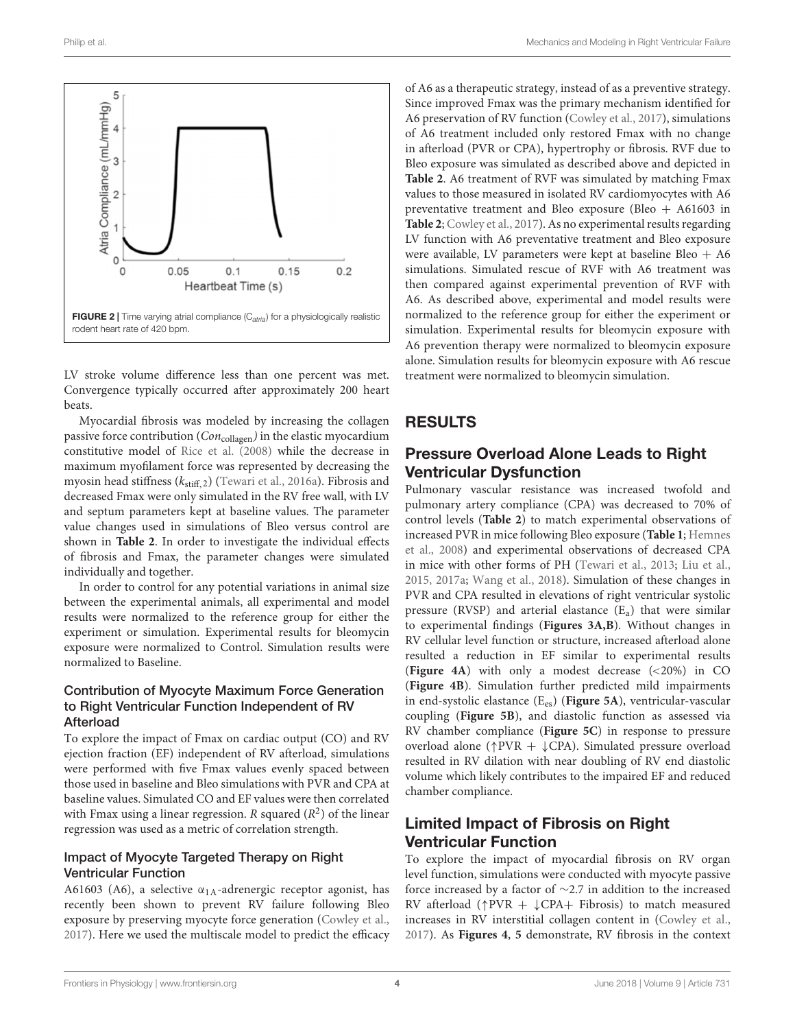FIGURE 2 | Time varying atrial compliance ($C_{atria}$) for a physiologically realistic rodent heart rate of 420 bpm.

LV stroke volume difference less than one percent was met. Convergence typically occurred after approximately 200 heart beats.

Myocardial fibrosis was modeled by increasing the collagen passive force contribution ($Con_{\text{collagen}}$) in the elastic myocardium constitutive model of Rice et al. (2008) while the decrease in maximum myofilament force was represented by decreasing the myosin head stiffness ($k_{\text{stiff},2}$) (Tewari et al., 2016a). Fibrosis and decreased Fmax were only simulated in the RV free wall, with LV and septum parameters kept at baseline values. The parameter value changes used in simulations of Bleo versus control are shown in **Table 2**. In order to investigate the individual effects of fibrosis and Fmax, the parameter changes were simulated individually and together.

In order to control for any potential variations in animal size between the experimental animals, all experimental and model results were normalized to the reference group for either the experiment or simulation. Experimental results for bleomycin exposure were normalized to Control. Simulation results were normalized to Baseline.

### Contribution of Myocyte Maximum Force Generation to Right Ventricular Function Independent of RV Afterload

To explore the impact of Fmax on cardiac output (CO) and RV ejection fraction (EF) independent of RV afterload, simulations were performed with five Fmax values evenly spaced between those used in baseline and Bleo simulations with PVR and CPA at baseline values. Simulated CO and EF values were then correlated with Fmax using a linear regression. *R* squared ($R^2$) of the linear regression was used as a metric of correlation strength.

### Impact of Myocyte Targeted Therapy on Right Ventricular Function

A61603 (A6), a selective $\alpha_{1A}$-adrenergic receptor agonist, has recently been shown to prevent RV failure following Bleo exposure by preserving myocyte force generation (Cowley et al., 2017). Here we used the multiscale model to predict the efficacy of A6 as a therapeutic strategy, instead of as a preventive strategy. Since improved Fmax was the primary mechanism identified for A6 preservation of RV function (Cowley et al., 2017), simulations of A6 treatment included only restored Fmax with no change in afterload (PVR or CPA), hypertrophy or fibrosis. RVF due to Bleo exposure was simulated as described above and depicted in **Table 2**. A6 treatment of RVF was simulated by matching Fmax values to those measured in isolated RV cardiomyocytes with A6 preventative treatment and Bleo exposure (Bleo + A61603 in **Table 2**; Cowley et al., 2017). As no experimental results regarding LV function with A6 preventative treatment and Bleo exposure were available, LV parameters were kept at baseline Bleo + A6 simulations. Simulated rescue of RVF with A6 treatment was then compared against experimental prevention of RVF with A6. As described above, experimental and model results were normalized to the reference group for either the experiment or simulation. Experimental results for bleomycin exposure with A6 prevention therapy were normalized to bleomycin exposure alone. Simulation results for bleomycin exposure with A6 rescue treatment were normalized to bleomycin simulation.

## RESULTS

### Pressure Overload Alone Leads to Right Ventricular Dysfunction

Pulmonary vascular resistance was increased twofold and pulmonary artery compliance (CPA) was decreased to 70% of control levels (**Table 2**) to match experimental observations of increased PVR in mice following Bleo exposure (**Table 1**; Hemnes et al., 2008) and experimental observations of decreased CPA in mice with other forms of PH (Tewari et al., 2013; Liu et al., 2015, 2017a; Wang et al., 2018). Simulation of these changes in PVR and CPA resulted in elevations of right ventricular systolic pressure (RVSP) and arterial elastance ($E_a$) that were similar to experimental findings (**Figures 3A,B**). Without changes in RV cellular level function or structure, increased afterload alone resulted a reduction in EF similar to experimental results (**Figure 4A**) with only a modest decrease (<20%) in CO (**Figure 4B**). Simulation further predicted mild impairments in end-systolic elastance ($E_{es}$) (**Figure 5A**), ventricular-vascular coupling (**Figure 5B**), and diastolic function as assessed via RV chamber compliance (**Figure 5C**) in response to pressure overload alone (↑PVR + ↓CPA). Simulated pressure overload resulted in RV dilation with near doubling of RV end diastolic volume which likely contributes to the impaired EF and reduced chamber compliance.

### Limited Impact of Fibrosis on Right Ventricular Function

To explore the impact of myocardial fibrosis on RV organ level function, simulations were conducted with myocyte passive force increased by a factor of ~2.7 in addition to the increased RV afterload (↑PVR + ↓CPA+ Fibrosis) to match measured increases in RV interstitial collagen content in (Cowley et al., 2017). As **Figures 4**, **5** demonstrate, RV fibrosis in the context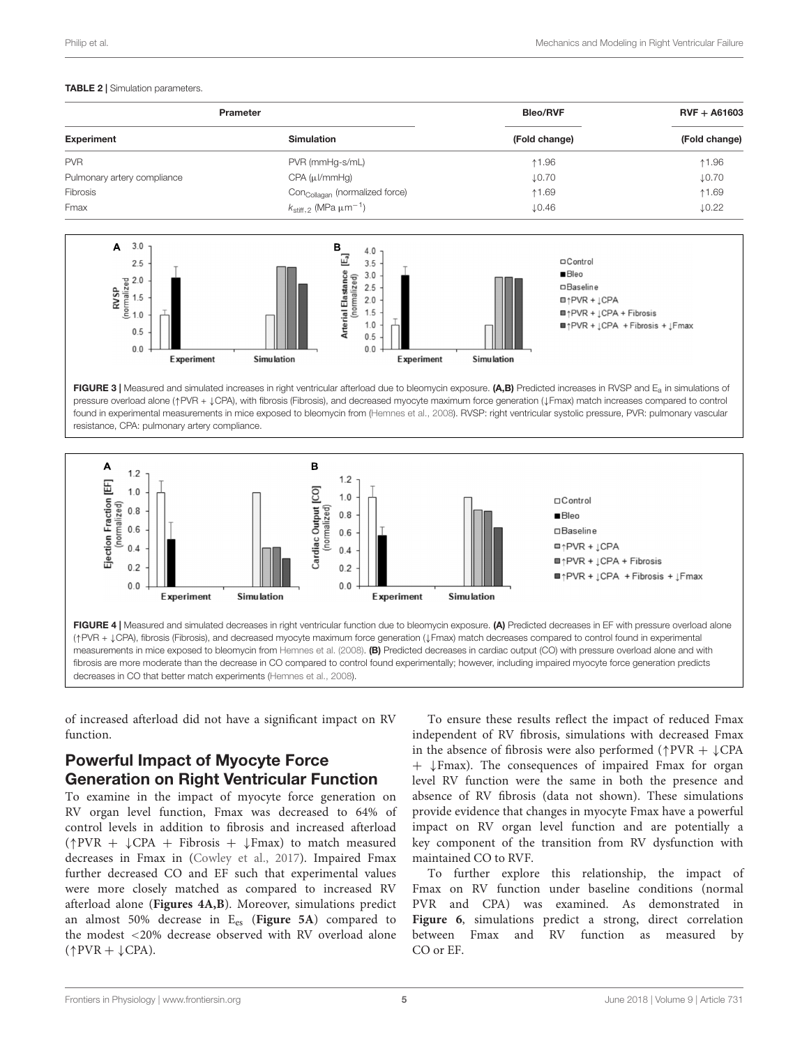**TABLE 2 |** Simulation parameters.

| Prameter | | Bleo/RVF | RVF + A61603 |
|---|---|---|---|
| Experiment | Simulation | (Fold change) | (Fold change) |
| PVR | PVR (mmHg-s/mL) | ↑1.96 | ↑1.96 |
| Pulmonary artery compliance | CPA (μl/mmHg) | ↓0.70 | ↓0.70 |
| Fibrosis | $Con_{Collagen}$ (normalized force) | ↑1.69 | ↑1.69 |
| Fmax | $k_{stiff,2}$ (MPa $\mu m^{-1}$) | ↓0.46 | ↓0.22 |

**FIGURE 3 |** Measured and simulated increases in right ventricular afterload due to bleomycin exposure. **(A,B)** Predicted increases in RVSP and $E_a$ in simulations of pressure overload alone (↑PVR + ↓CPA), with fibrosis (Fibrosis), and decreased myocyte maximum force generation (↓Fmax) match increases compared to control found in experimental measurements in mice exposed to bleomycin from (Hemnes et al., 2008). RVSP: right ventricular systolic pressure, PVR: pulmonary vascular resistance, CPA: pulmonary artery compliance.

**FIGURE 4 |** Measured and simulated decreases in right ventricular function due to bleomycin exposure. **(A)** Predicted decreases in EF with pressure overload alone (↑PVR + ↓CPA), fibrosis (Fibrosis), and decreased myocyte maximum force generation (↓Fmax) match decreases compared to control found in experimental measurements in mice exposed to bleomycin from Hemnes et al. (2008). **(B)** Predicted decreases in cardiac output (CO) with pressure overload alone and with fibrosis are more moderate than the decrease in CO compared to control found experimentally; however, including impaired myocyte force generation predicts decreases in CO that better match experiments (Hemnes et al., 2008).

of increased afterload did not have a significant impact on RV function.

## Powerful Impact of Myocyte Force Generation on Right Ventricular Function

To examine in the impact of myocyte force generation on RV organ level function, Fmax was decreased to 64% of control levels in addition to fibrosis and increased afterload (↑PVR + ↓CPA + Fibrosis + ↓Fmax) to match measured decreases in Fmax in (Cowley et al., 2017). Impaired Fmax further decreased CO and EF such that experimental values were more closely matched as compared to increased RV afterload alone (**Figures 4A,B**). Moreover, simulations predict an almost 50% decrease in $E_{es}$ (**Figure 5A**) compared to the modest <20% decrease observed with RV overload alone (↑PVR + ↓CPA).

To ensure these results reflect the impact of reduced Fmax independent of RV fibrosis, simulations with decreased Fmax in the absence of fibrosis were also performed (↑PVR + ↓CPA + ↓Fmax). The consequences of impaired Fmax for organ level RV function were the same in both the presence and absence of RV fibrosis (data not shown). These simulations provide evidence that changes in myocyte Fmax have a powerful impact on RV organ level function and are potentially a key component of the transition from RV dysfunction with maintained CO to RVF.

To further explore this relationship, the impact of Fmax on RV function under baseline conditions (normal PVR and CPA) was examined. As demonstrated in **Figure 6**, simulations predict a strong, direct correlation between Fmax and RV function as measured by CO or EF.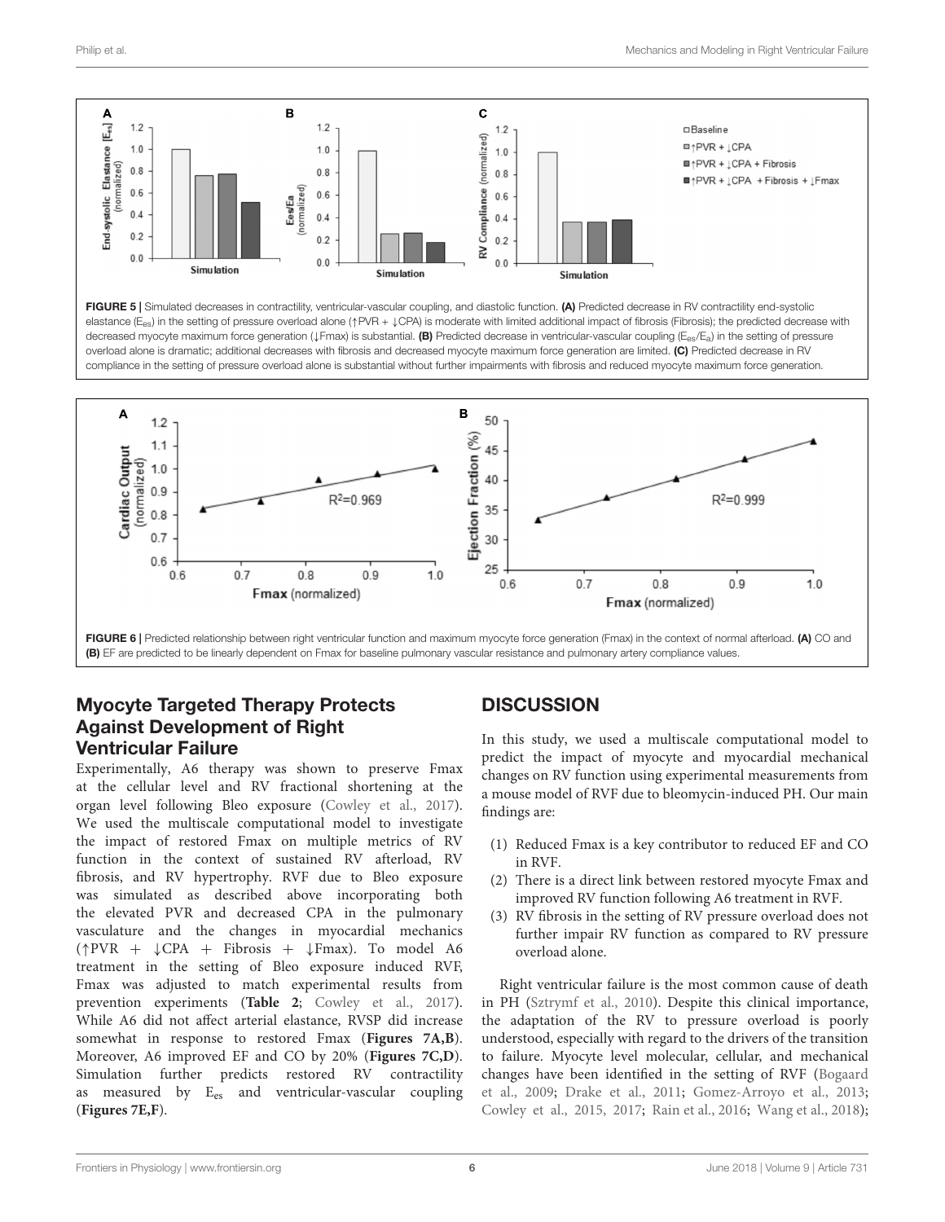FIGURE 5 | Simulated decreases in contractility, ventricular-vascular coupling, and diastolic function. **(A)** Predicted decrease in RV contractility end-systolic elastance ($E_{es}$) in the setting of pressure overload alone (↑PVR + ↓CPA) is moderate with limited additional impact of fibrosis (Fibrosis); the predicted decrease with decreased myocyte maximum force generation (↓Fmax) is substantial. **(B)** Predicted decrease in ventricular-vascular coupling ($E_{es}/E_a$) in the setting of pressure overload alone is dramatic; additional decreases with fibrosis and decreased myocyte maximum force generation are limited. **(C)** Predicted decrease in RV compliance in the setting of pressure overload alone is substantial without further impairments with fibrosis and reduced myocyte maximum force generation.

FIGURE 6 | Predicted relationship between right ventricular function and maximum myocyte force generation (Fmax) in the context of normal afterload. **(A)** CO and **(B)** EF are predicted to be linearly dependent on Fmax for baseline pulmonary vascular resistance and pulmonary artery compliance values.

## Myocyte Targeted Therapy Protects Against Development of Right Ventricular Failure

Experimentally, A6 therapy was shown to preserve Fmax at the cellular level and RV fractional shortening at the organ level following Bleo exposure (Cowley et al., 2017). We used the multiscale computational model to investigate the impact of restored Fmax on multiple metrics of RV function in the context of sustained RV afterload, RV fibrosis, and RV hypertrophy. RVF due to Bleo exposure was simulated as described above incorporating both the elevated PVR and decreased CPA in the pulmonary vasculature and the changes in myocardial mechanics (↑PVR + ↓CPA + Fibrosis + ↓Fmax). To model A6 treatment in the setting of Bleo exposure induced RVF, Fmax was adjusted to match experimental results from prevention experiments (**Table 2**; Cowley et al., 2017). While A6 did not affect arterial elastance, RVSP did increase somewhat in response to restored Fmax (**Figures 7A,B**). Moreover, A6 improved EF and CO by 20% (**Figures 7C,D**). Simulation further predicts restored RV contractility as measured by $E_{es}$ and ventricular-vascular coupling (**Figures 7E,F**).

# DISCUSSION

In this study, we used a multiscale computational model to predict the impact of myocyte and myocardial mechanical changes on RV function using experimental measurements from a mouse model of RVF due to bleomycin-induced PH. Our main findings are:

(1) Reduced Fmax is a key contributor to reduced EF and CO in RVF.
(2) There is a direct link between restored myocyte Fmax and improved RV function following A6 treatment in RVF.
(3) RV fibrosis in the setting of RV pressure overload does not further impair RV function as compared to RV pressure overload alone.

Right ventricular failure is the most common cause of death in PH (Sztrymf et al., 2010). Despite this clinical importance, the adaptation of the RV to pressure overload is poorly understood, especially with regard to the drivers of the transition to failure. Myocyte level molecular, cellular, and mechanical changes have been identified in the setting of RVF (Bogaard et al., 2009; Drake et al., 2011; Gomez-Arroyo et al., 2013; Cowley et al., 2015, 2017; Rain et al., 2016; Wang et al., 2018);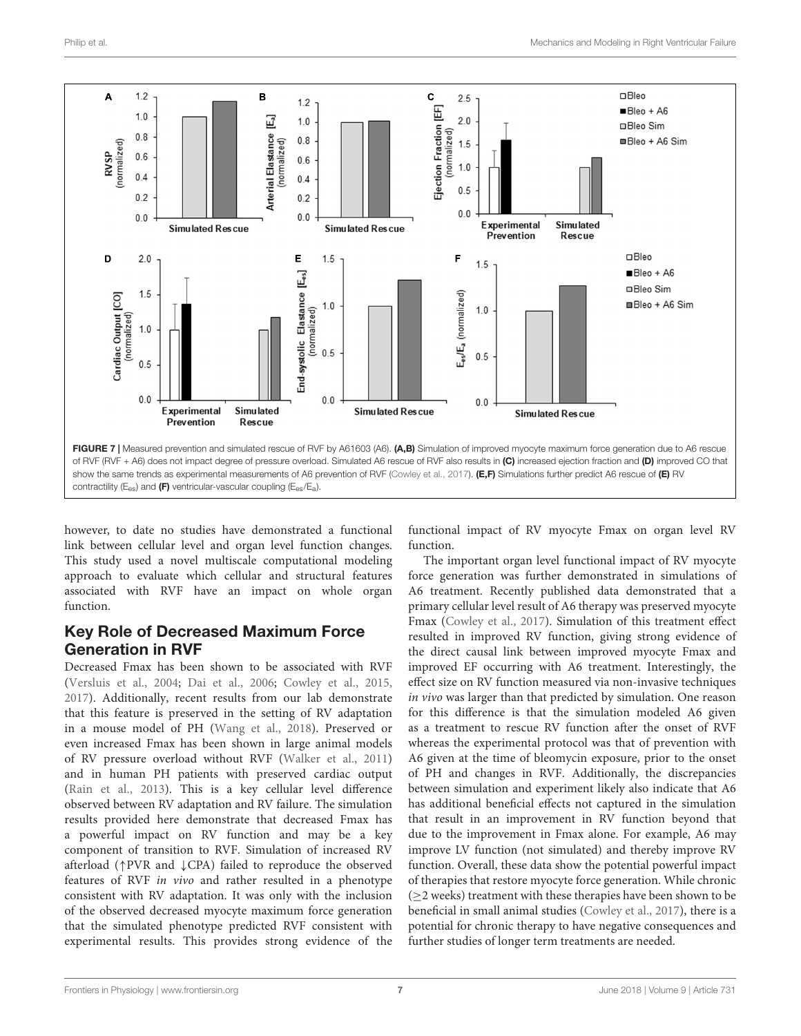FIGURE 7 | Measured prevention and simulated rescue of RVF by A61603 (A6). **(A,B)** Simulation of improved myocyte maximum force generation due to A6 rescue of RVF (RVF + A6) does not impact degree of pressure overload. Simulated A6 rescue of RVF also results in **(C)** increased ejection fraction and **(D)** improved CO that show the same trends as experimental measurements of A6 prevention of RVF (Cowley et al., 2017). **(E,F)** Simulations further predict A6 rescue of **(E)** RV contractility ($E_{es}$) and **(F)** ventricular-vascular coupling ($E_{es}/E_a$).

however, to date no studies have demonstrated a functional link between cellular level and organ level function changes. This study used a novel multiscale computational modeling approach to evaluate which cellular and structural features associated with RVF have an impact on whole organ function.

## Key Role of Decreased Maximum Force Generation in RVF

Decreased Fmax has been shown to be associated with RVF (Versluis et al., 2004; Dai et al., 2006; Cowley et al., 2015, 2017). Additionally, recent results from our lab demonstrate that this feature is preserved in the setting of RV adaptation in a mouse model of PH (Wang et al., 2018). Preserved or even increased Fmax has been shown in large animal models of RV pressure overload without RVF (Walker et al., 2011) and in human PH patients with preserved cardiac output (Rain et al., 2013). This is a key cellular level difference observed between RV adaptation and RV failure. The simulation results provided here demonstrate that decreased Fmax has a powerful impact on RV function and may be a key component of transition to RVF. Simulation of increased RV afterload (↑PVR and ↓CPA) failed to reproduce the observed features of RVF *in vivo* and rather resulted in a phenotype consistent with RV adaptation. It was only with the inclusion of the observed decreased myocyte maximum force generation that the simulated phenotype predicted RVF consistent with experimental results. This provides strong evidence of the functional impact of RV myocyte Fmax on organ level RV function.

The important organ level functional impact of RV myocyte force generation was further demonstrated in simulations of A6 treatment. Recently published data demonstrated that a primary cellular level result of A6 therapy was preserved myocyte Fmax (Cowley et al., 2017). Simulation of this treatment effect resulted in improved RV function, giving strong evidence of the direct causal link between improved myocyte Fmax and improved EF occurring with A6 treatment. Interestingly, the effect size on RV function measured via non-invasive techniques *in vivo* was larger than that predicted by simulation. One reason for this difference is that the simulation modeled A6 given as a treatment to rescue RV function after the onset of RVF whereas the experimental protocol was that of prevention with A6 given at the time of bleomycin exposure, prior to the onset of PH and changes in RVF. Additionally, the discrepancies between simulation and experiment likely also indicate that A6 has additional beneficial effects not captured in the simulation that result in an improvement in RV function beyond that due to the improvement in Fmax alone. For example, A6 may improve LV function (not simulated) and thereby improve RV function. Overall, these data show the potential powerful impact of therapies that restore myocyte force generation. While chronic ($\geq$2 weeks) treatment with these therapies have been shown to be beneficial in small animal studies (Cowley et al., 2017), there is a potential for chronic therapy to have negative consequences and further studies of longer term treatments are needed.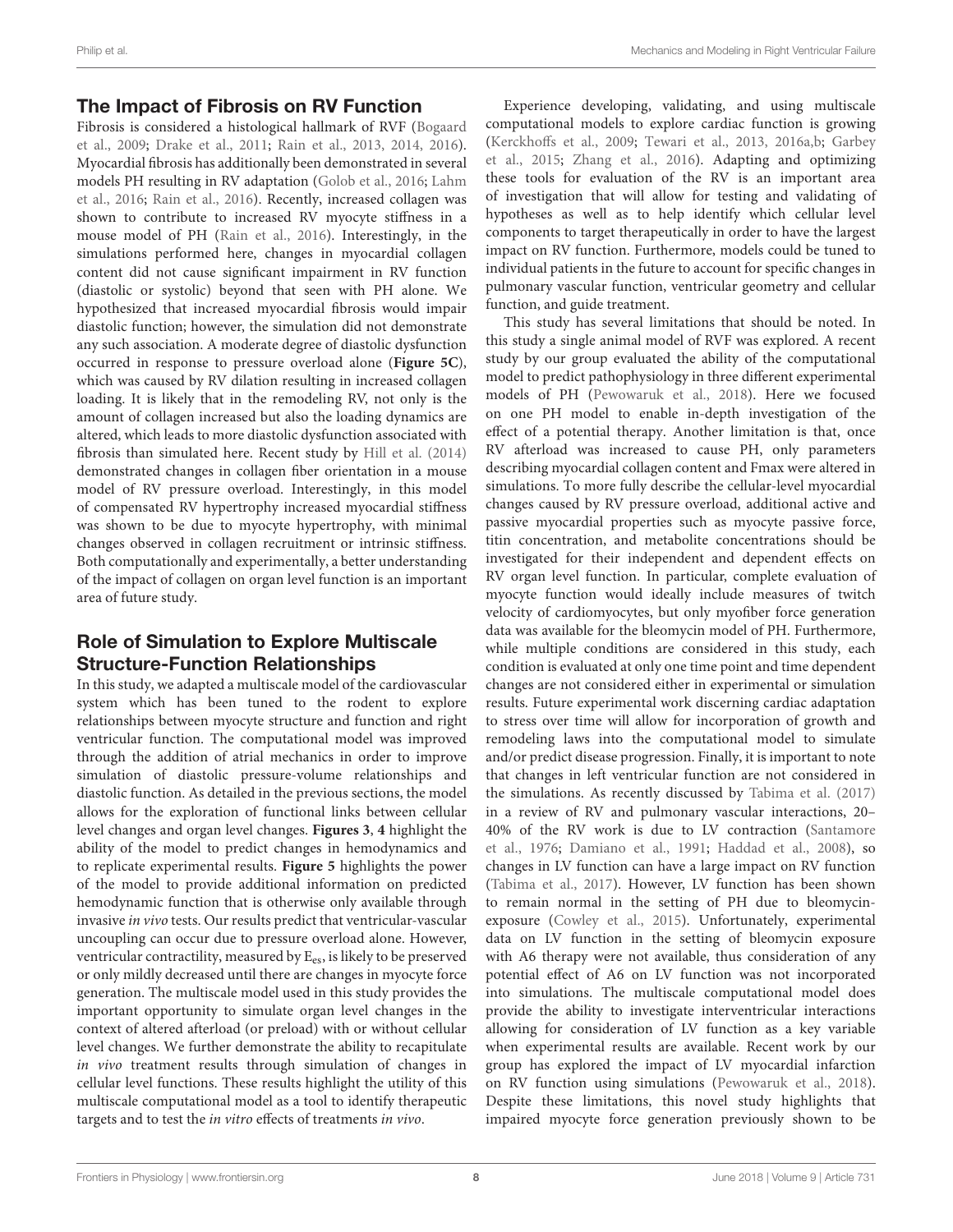## The Impact of Fibrosis on RV Function

Fibrosis is considered a histological hallmark of RVF (Bogaard et al., 2009; Drake et al., 2011; Rain et al., 2013, 2014, 2016). Myocardial fibrosis has additionally been demonstrated in several models PH resulting in RV adaptation (Golob et al., 2016; Lahm et al., 2016; Rain et al., 2016). Recently, increased collagen was shown to contribute to increased RV myocyte stiffness in a mouse model of PH (Rain et al., 2016). Interestingly, in the simulations performed here, changes in myocardial collagen content did not cause significant impairment in RV function (diastolic or systolic) beyond that seen with PH alone. We hypothesized that increased myocardial fibrosis would impair diastolic function; however, the simulation did not demonstrate any such association. A moderate degree of diastolic dysfunction occurred in response to pressure overload alone (**Figure 5C**), which was caused by RV dilation resulting in increased collagen loading. It is likely that in the remodeling RV, not only is the amount of collagen increased but also the loading dynamics are altered, which leads to more diastolic dysfunction associated with fibrosis than simulated here. Recent study by Hill et al. (2014) demonstrated changes in collagen fiber orientation in a mouse model of RV pressure overload. Interestingly, in this model of compensated RV hypertrophy increased myocardial stiffness was shown to be due to myocyte hypertrophy, with minimal changes observed in collagen recruitment or intrinsic stiffness. Both computationally and experimentally, a better understanding of the impact of collagen on organ level function is an important area of future study.

## Role of Simulation to Explore Multiscale Structure-Function Relationships

In this study, we adapted a multiscale model of the cardiovascular system which has been tuned to the rodent to explore relationships between myocyte structure and function and right ventricular function. The computational model was improved through the addition of atrial mechanics in order to improve simulation of diastolic pressure-volume relationships and diastolic function. As detailed in the previous sections, the model allows for the exploration of functional links between cellular level changes and organ level changes. **Figures 3**, **4** highlight the ability of the model to predict changes in hemodynamics and to replicate experimental results. **Figure 5** highlights the power of the model to provide additional information on predicted hemodynamic function that is otherwise only available through invasive *in vivo* tests. Our results predict that ventricular-vascular uncoupling can occur due to pressure overload alone. However, ventricular contractility, measured by $E_{es}$, is likely to be preserved or only mildly decreased until there are changes in myocyte force generation. The multiscale model used in this study provides the important opportunity to simulate organ level changes in the context of altered afterload (or preload) with or without cellular level changes. We further demonstrate the ability to recapitulate *in vivo* treatment results through simulation of changes in cellular level functions. These results highlight the utility of this multiscale computational model as a tool to identify therapeutic targets and to test the *in vitro* effects of treatments *in vivo*.

Experience developing, validating, and using multiscale computational models to explore cardiac function is growing (Kerckhoffs et al., 2009; Tewari et al., 2013, 2016a,b; Garbey et al., 2015; Zhang et al., 2016). Adapting and optimizing these tools for evaluation of the RV is an important area of investigation that will allow for testing and validating of hypotheses as well as to help identify which cellular level components to target therapeutically in order to have the largest impact on RV function. Furthermore, models could be tuned to individual patients in the future to account for specific changes in pulmonary vascular function, ventricular geometry and cellular function, and guide treatment.

This study has several limitations that should be noted. In this study a single animal model of RVF was explored. A recent study by our group evaluated the ability of the computational model to predict pathophysiology in three different experimental models of PH (Pewowaruk et al., 2018). Here we focused on one PH model to enable in-depth investigation of the effect of a potential therapy. Another limitation is that, once RV afterload was increased to cause PH, only parameters describing myocardial collagen content and Fmax were altered in simulations. To more fully describe the cellular-level myocardial changes caused by RV pressure overload, additional active and passive myocardial properties such as myocyte passive force, titin concentration, and metabolite concentrations should be investigated for their independent and dependent effects on RV organ level function. In particular, complete evaluation of myocyte function would ideally include measures of twitch velocity of cardiomyocytes, but only myofiber force generation data was available for the bleomycin model of PH. Furthermore, while multiple conditions are considered in this study, each condition is evaluated at only one time point and time dependent changes are not considered either in experimental or simulation results. Future experimental work discerning cardiac adaptation to stress over time will allow for incorporation of growth and remodeling laws into the computational model to simulate and/or predict disease progression. Finally, it is important to note that changes in left ventricular function are not considered in the simulations. As recently discussed by Tabima et al. (2017) in a review of RV and pulmonary vascular interactions, 20–40% of the RV work is due to LV contraction (Santamore et al., 1976; Damiano et al., 1991; Haddad et al., 2008), so changes in LV function can have a large impact on RV function (Tabima et al., 2017). However, LV function has been shown to remain normal in the setting of PH due to bleomycin-exposure (Cowley et al., 2015). Unfortunately, experimental data on LV function in the setting of bleomycin exposure with A6 therapy were not available, thus consideration of any potential effect of A6 on LV function was not incorporated into simulations. The multiscale computational model does provide the ability to investigate interventricular interactions allowing for consideration of LV function as a key variable when experimental results are available. Recent work by our group has explored the impact of LV myocardial infarction on RV function using simulations (Pewowaruk et al., 2018). Despite these limitations, this novel study highlights that impaired myocyte force generation previously shown to be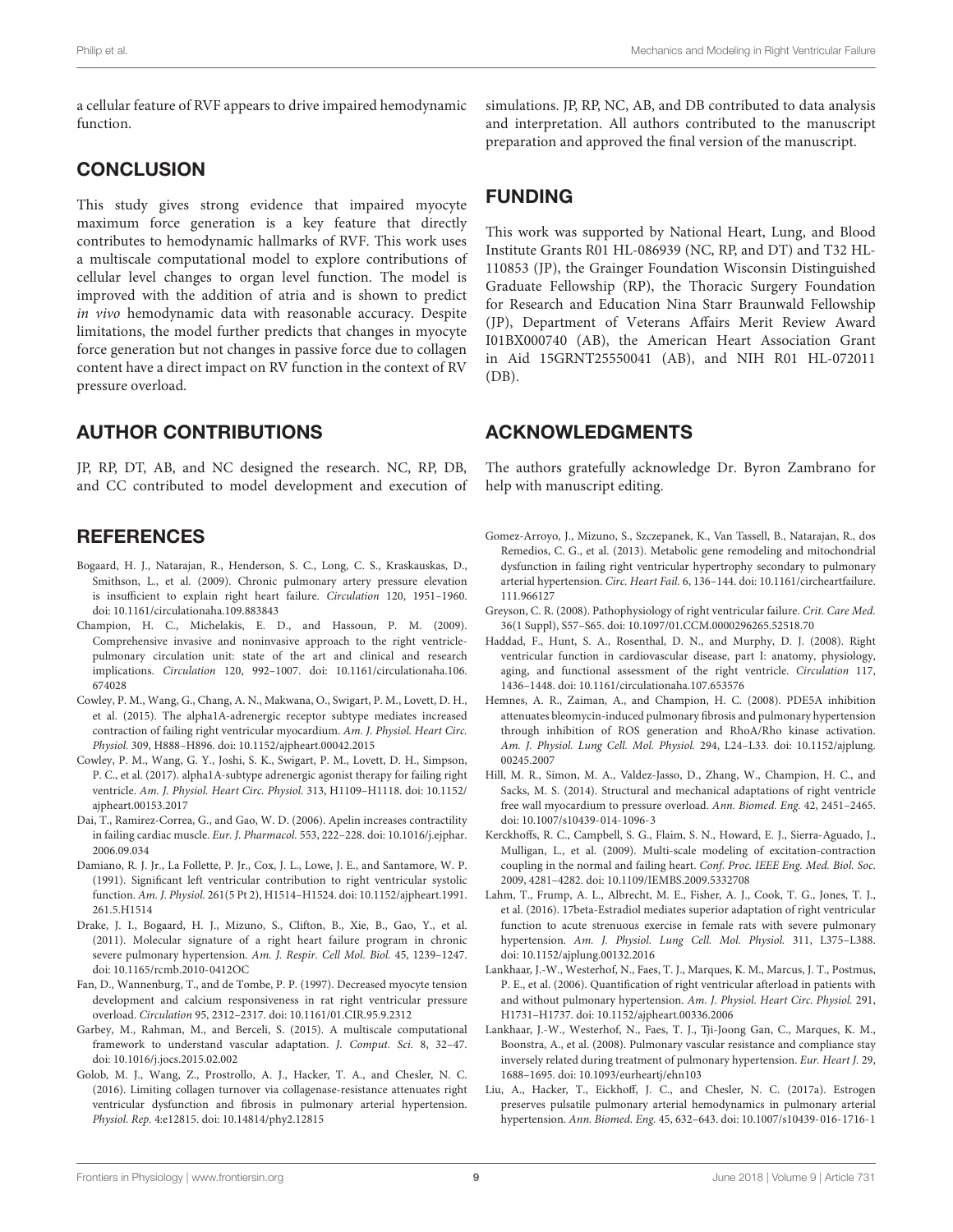a cellular feature of RVF appears to drive impaired hemodynamic function.

## CONCLUSION

This study gives strong evidence that impaired myocyte maximum force generation is a key feature that directly contributes to hemodynamic hallmarks of RVF. This work uses a multiscale computational model to explore contributions of cellular level changes to organ level function. The model is improved with the addition of atria and is shown to predict *in vivo* hemodynamic data with reasonable accuracy. Despite limitations, the model further predicts that changes in myocyte force generation but not changes in passive force due to collagen content have a direct impact on RV function in the context of RV pressure overload.

## AUTHOR CONTRIBUTIONS

JP, RP, DT, AB, and NC designed the research. NC, RP, DB, and CC contributed to model development and execution of simulations. JP, RP, NC, AB, and DB contributed to data analysis and interpretation. All authors contributed to the manuscript preparation and approved the final version of the manuscript.

## FUNDING

This work was supported by National Heart, Lung, and Blood Institute Grants R01 HL-086939 (NC, RP, and DT) and T32 HL-110853 (JP), the Grainger Foundation Wisconsin Distinguished Graduate Fellowship (RP), the Thoracic Surgery Foundation for Research and Education Nina Starr Braunwald Fellowship (JP), Department of Veterans Affairs Merit Review Award I01BX000740 (AB), the American Heart Association Grant in Aid 15GRNT25550041 (AB), and NIH R01 HL-072011 (DB).

## ACKNOWLEDGMENTS

The authors gratefully acknowledge Dr. Byron Zambrano for help with manuscript editing.

## REFERENCES

Bogaard, H. J., Natarajan, R., Henderson, S. C., Long, C. S., Kraskauskas, D., Smithson, L., et al. (2009). Chronic pulmonary artery pressure elevation is insufficient to explain right heart failure. *Circulation* 120, 1951–1960. doi: 10.1161/circulationaha.109.883843

Champion, H. C., Michelakis, E. D., and Hassoun, P. M. (2009). Comprehensive invasive and noninvasive approach to the right ventricle-pulmonary circulation unit: state of the art and clinical and research implications. *Circulation* 120, 992–1007. doi: 10.1161/circulationaha.106.674028

Cowley, P. M., Wang, G., Chang, A. N., Makwana, O., Swigart, P. M., Lovett, D. H., et al. (2015). The alpha1A-adrenergic receptor subtype mediates increased contraction of failing right ventricular myocardium. *Am. J. Physiol. Heart Circ. Physiol.* 309, H888–H896. doi: 10.1152/ajpheart.00042.2015

Cowley, P. M., Wang, G. Y., Joshi, S. K., Swigart, P. M., Lovett, D. H., Simpson, P. C., et al. (2017). alpha1A-subtype adrenergic agonist therapy for failing right ventricle. *Am. J. Physiol. Heart Circ. Physiol.* 313, H1109–H1118. doi: 10.1152/ajpheart.00153.2017

Dai, T., Ramirez-Correa, G., and Gao, W. D. (2006). Apelin increases contractility in failing cardiac muscle. *Eur. J. Pharmacol.* 553, 222–228. doi: 10.1016/j.ejphar.2006.09.034

Damiano, R. J. Jr., La Follette, P. Jr., Cox, J. L., Lowe, J. E., and Santamore, W. P. (1991). Significant left ventricular contribution to right ventricular systolic function. *Am. J. Physiol.* 261(5 Pt 2), H1514–H1524. doi: 10.1152/ajpheart.1991.261.5.H1514

Drake, J. I., Bogaard, H. J., Mizuno, S., Clifton, B., Xie, B., Gao, Y., et al. (2011). Molecular signature of a right heart failure program in chronic severe pulmonary hypertension. *Am. J. Respir. Cell Mol. Biol.* 45, 1239–1247. doi: 10.1165/rcmb.2010-0412OC

Fan, D., Wannenburg, T., and de Tombe, P. P. (1997). Decreased myocyte tension development and calcium responsiveness in rat right ventricular pressure overload. *Circulation* 95, 2312–2317. doi: 10.1161/01.CIR.95.9.2312

Garbey, M., Rahman, M., and Berceli, S. (2015). A multiscale computational framework to understand vascular adaptation. *J. Comput. Sci.* 8, 32–47. doi: 10.1016/j.jocs.2015.02.002

Golob, M. J., Wang, Z., Prostrollo, A. J., Hacker, T. A., and Chesler, N. C. (2016). Limiting collagen turnover via collagenase-resistance attenuates right ventricular dysfunction and fibrosis in pulmonary arterial hypertension. *Physiol. Rep.* 4:e12815. doi: 10.14814/phy2.12815

Gomez-Arroyo, J., Mizuno, S., Szczepanek, K., Van Tassell, B., Natarajan, R., dos Remedios, C. G., et al. (2013). Metabolic gene remodeling and mitochondrial dysfunction in failing right ventricular hypertrophy secondary to pulmonary arterial hypertension. *Circ. Heart Fail.* 6, 136–144. doi: 10.1161/circheartfailure.111.966127

Greyson, C. R. (2008). Pathophysiology of right ventricular failure. *Crit. Care Med.* 36(1 Suppl), S57–S65. doi: 10.1097/01.CCM.0000296265.52518.70

Haddad, F., Hunt, S. A., Rosenthal, D. N., and Murphy, D. J. (2008). Right ventricular function in cardiovascular disease, part I: anatomy, physiology, aging, and functional assessment of the right ventricle. *Circulation* 117, 1436–1448. doi: 10.1161/circulationaha.107.653576

Hemnes, A. R., Zaiman, A., and Champion, H. C. (2008). PDE5A inhibition attenuates bleomycin-induced pulmonary fibrosis and pulmonary hypertension through inhibition of ROS generation and RhoA/Rho kinase activation. *Am. J. Physiol. Lung Cell. Mol. Physiol.* 294, L24–L33. doi: 10.1152/ajplung.00245.2007

Hill, M. R., Simon, M. A., Valdez-Jasso, D., Zhang, W., Champion, H. C., and Sacks, M. S. (2014). Structural and mechanical adaptations of right ventricle free wall myocardium to pressure overload. *Ann. Biomed. Eng.* 42, 2451–2465. doi: 10.1007/s10439-014-1096-3

Kerckhoffs, R. C., Campbell, S. G., Flaim, S. N., Howard, E. J., Sierra-Aguado, J., Mulligan, L., et al. (2009). Multi-scale modeling of excitation-contraction coupling in the normal and failing heart. *Conf. Proc. IEEE Eng. Med. Biol. Soc.* 2009, 4281–4282. doi: 10.1109/IEMBS.2009.5332708

Lahm, T., Frump, A. L., Albrecht, M. E., Fisher, A. J., Cook, T. G., Jones, T. J., et al. (2016). 17beta-Estradiol mediates superior adaptation of right ventricular function to acute strenuous exercise in female rats with severe pulmonary hypertension. *Am. J. Physiol. Lung Cell. Mol. Physiol.* 311, L375–L388. doi: 10.1152/ajplung.00132.2016

Lankhaar, J.-W., Westerhof, N., Faes, T. J., Marques, K. M., Marcus, J. T., Postmus, P. E., et al. (2006). Quantification of right ventricular afterload in patients with and without pulmonary hypertension. *Am. J. Physiol. Heart Circ. Physiol.* 291, H1731–H1737. doi: 10.1152/ajpheart.00336.2006

Lankhaar, J.-W., Westerhof, N., Faes, T. J., Tji-Joong Gan, C., Marques, K. M., Boonstra, A., et al. (2008). Pulmonary vascular resistance and compliance stay inversely related during treatment of pulmonary hypertension. *Eur. Heart J.* 29, 1688–1695. doi: 10.1093/eurheartj/ehn103

Liu, A., Hacker, T., Eickhoff, J. C., and Chesler, N. C. (2017a). Estrogen preserves pulsatile pulmonary arterial hemodynamics in pulmonary arterial hypertension. *Ann. Biomed. Eng.* 45, 632–643. doi: 10.1007/s10439-016-1716-1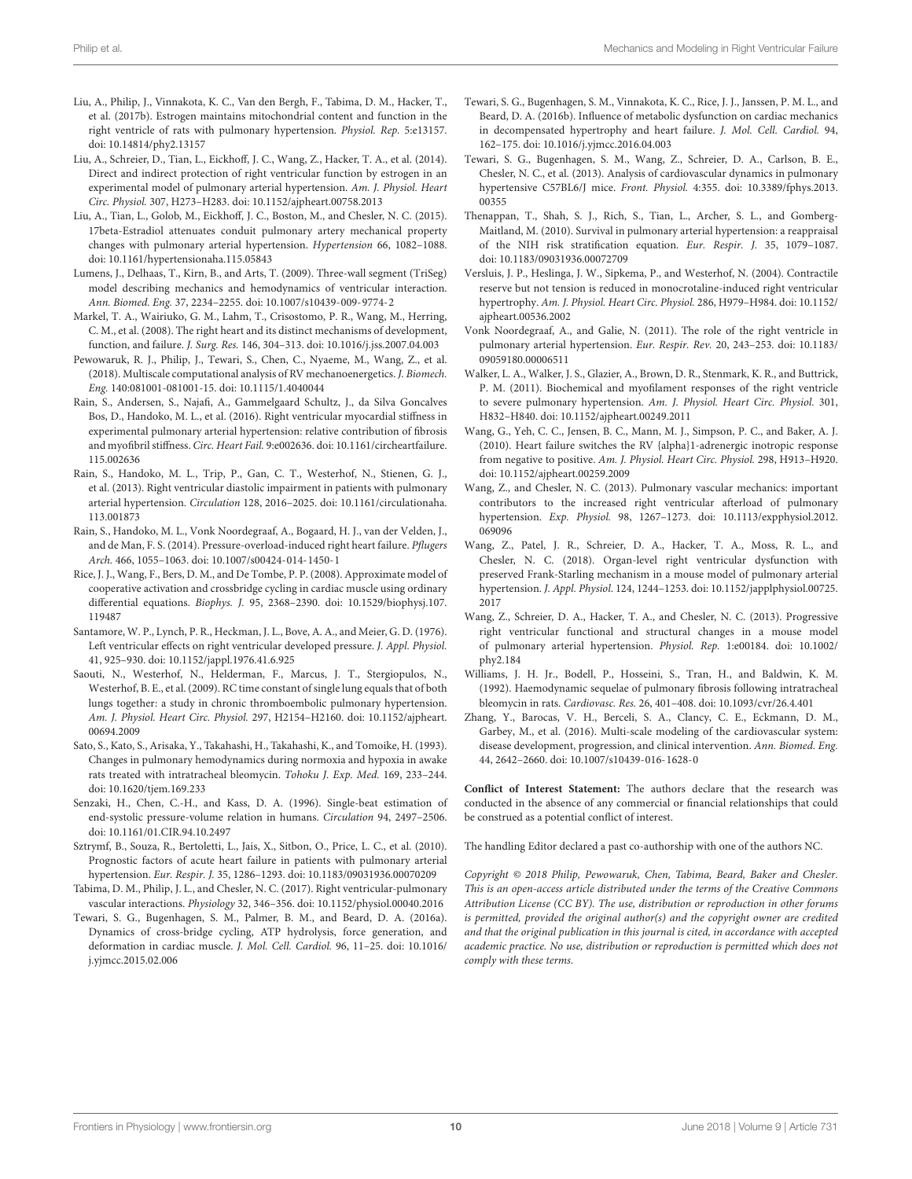Liu, A., Philip, J., Vinnakota, K. C., Van den Bergh, F., Tabima, D. M., Hacker, T., et al. (2017b). Estrogen maintains mitochondrial content and function in the right ventricle of rats with pulmonary hypertension. *Physiol. Rep.* 5:e13157. doi: 10.14814/phy2.13157

Liu, A., Schreier, D., Tian, L., Eickhoff, J. C., Wang, Z., Hacker, T. A., et al. (2014). Direct and indirect protection of right ventricular function by estrogen in an experimental model of pulmonary arterial hypertension. *Am. J. Physiol. Heart Circ. Physiol.* 307, H273–H283. doi: 10.1152/ajpheart.00758.2013

Liu, A., Tian, L., Golob, M., Eickhoff, J. C., Boston, M., and Chesler, N. C. (2015). 17beta-Estradiol attenuates conduit pulmonary artery mechanical property changes with pulmonary arterial hypertension. *Hypertension* 66, 1082–1088. doi: 10.1161/hypertensionaha.115.05843

Lumens, J., Delhaas, T., Kirn, B., and Arts, T. (2009). Three-wall segment (TriSeg) model describing mechanics and hemodynamics of ventricular interaction. *Ann. Biomed. Eng.* 37, 2234–2255. doi: 10.1007/s10439-009-9774-2

Markel, T. A., Wairiuko, G. M., Lahm, T., Crisostomo, P. R., Wang, M., Herring, C. M., et al. (2008). The right heart and its distinct mechanisms of development, function, and failure. *J. Surg. Res.* 146, 304–313. doi: 10.1016/j.jss.2007.04.003

Pewowaruk, R. J., Philip, J., Tewari, S., Chen, C., Nyaeme, M., Wang, Z., et al. (2018). Multiscale computational analysis of RV mechanoenergetics. *J. Biomech. Eng.* 140:081001-081001-15. doi: 10.1115/1.4040044

Rain, S., Andersen, S., Najafi, A., Gammelgaard Schultz, J., da Silva Goncalves Bos, D., Handoko, M. L., et al. (2016). Right ventricular myocardial stiffness in experimental pulmonary arterial hypertension: relative contribution of fibrosis and myofibril stiffness. *Circ. Heart Fail.* 9:e002636. doi: 10.1161/circheartfailure.115.002636

Rain, S., Handoko, M. L., Trip, P., Gan, C. T., Westerhof, N., Stienen, G. J., et al. (2013). Right ventricular diastolic impairment in patients with pulmonary arterial hypertension. *Circulation* 128, 2016–2025. doi: 10.1161/circulationaha.113.001873

Rain, S., Handoko, M. L., Vonk Noordegraaf, A., Bogaard, H. J., van der Velden, J., and de Man, F. S. (2014). Pressure-overload-induced right heart failure. *Pflugers Arch.* 466, 1055–1063. doi: 10.1007/s00424-014-1450-1

Rice, J. J., Wang, F., Bers, D. M., and De Tombe, P. P. (2008). Approximate model of cooperative activation and crossbridge cycling in cardiac muscle using ordinary differential equations. *Biophys. J.* 95, 2368–2390. doi: 10.1529/biophysj.107.119487

Santamore, W. P., Lynch, P. R., Heckman, J. L., Bove, A. A., and Meier, G. D. (1976). Left ventricular effects on right ventricular developed pressure. *J. Appl. Physiol.* 41, 925–930. doi: 10.1152/jappl.1976.41.6.925

Saouti, N., Westerhof, N., Helderman, F., Marcus, J. T., Stergiopulos, N., Westerhof, B. E., et al. (2009). RC time constant of single lung equals that of both lungs together: a study in chronic thromboembolic pulmonary hypertension. *Am. J. Physiol. Heart Circ. Physiol.* 297, H2154–H2160. doi: 10.1152/ajpheart.00694.2009

Sato, S., Kato, S., Arisaka, Y., Takahashi, H., Takahashi, K., and Tomoike, H. (1993). Changes in pulmonary hemodynamics during normoxia and hypoxia in awake rats treated with intratracheal bleomycin. *Tohoku J. Exp. Med.* 169, 233–244. doi: 10.1620/tjem.169.233

Senzaki, H., Chen, C.-H., and Kass, D. A. (1996). Single-beat estimation of end-systolic pressure-volume relation in humans. *Circulation* 94, 2497–2506. doi: 10.1161/01.CIR.94.10.2497

Sztrymf, B., Souza, R., Bertoletti, L., Jais, X., Sitbon, O., Price, L. C., et al. (2010). Prognostic factors of acute heart failure in patients with pulmonary arterial hypertension. *Eur. Respir. J.* 35, 1286–1293. doi: 10.1183/09031936.00070209

Tabima, D. M., Philip, J. L., and Chesler, N. C. (2017). Right ventricular-pulmonary vascular interactions. *Physiology* 32, 346–356. doi: 10.1152/physiol.00040.2016

Tewari, S. G., Bugenhagen, S. M., Palmer, B. M., and Beard, D. A. (2016a). Dynamics of cross-bridge cycling, ATP hydrolysis, force generation, and deformation in cardiac muscle. *J. Mol. Cell. Cardiol.* 96, 11–25. doi: 10.1016/j.yjmcc.2015.02.006

Tewari, S. G., Bugenhagen, S. M., Vinnakota, K. C., Rice, J. J., Janssen, P. M. L., and Beard, D. A. (2016b). Influence of metabolic dysfunction on cardiac mechanics in decompensated hypertrophy and heart failure. *J. Mol. Cell. Cardiol.* 94, 162–175. doi: 10.1016/j.yjmcc.2016.04.003

Tewari, S. G., Bugenhagen, S. M., Wang, Z., Schreier, D. A., Carlson, B. E., Chesler, N. C., et al. (2013). Analysis of cardiovascular dynamics in pulmonary hypertensive C57BL6/J mice. *Front. Physiol.* 4:355. doi: 10.3389/fphys.2013.00355

Thenappan, T., Shah, S. J., Rich, S., Tian, L., Archer, S. L., and Gomberg-Maitland, M. (2010). Survival in pulmonary arterial hypertension: a reappraisal of the NIH risk stratification equation. *Eur. Respir. J.* 35, 1079–1087. doi: 10.1183/09031936.00072709

Versluis, J. P., Heslinga, J. W., Sipkema, P., and Westerhof, N. (2004). Contractile reserve but not tension is reduced in monocrotaline-induced right ventricular hypertrophy. *Am. J. Physiol. Heart Circ. Physiol.* 286, H979–H984. doi: 10.1152/ajpheart.00536.2002

Vonk Noordegraaf, A., and Galie, N. (2011). The role of the right ventricle in pulmonary arterial hypertension. *Eur. Respir. Rev.* 20, 243–253. doi: 10.1183/09059180.00006511

Walker, L. A., Walker, J. S., Glazier, A., Brown, D. R., Stenmark, K. R., and Buttrick, P. M. (2011). Biochemical and myofilament responses of the right ventricle to severe pulmonary hypertension. *Am. J. Physiol. Heart Circ. Physiol.* 301, H832–H840. doi: 10.1152/ajpheart.00249.2011

Wang, G., Yeh, C. C., Jensen, B. C., Mann, M. J., Simpson, P. C., and Baker, A. J. (2010). Heart failure switches the RV {alpha}1-adrenergic inotropic response from negative to positive. *Am. J. Physiol. Heart Circ. Physiol.* 298, H913–H920. doi: 10.1152/ajpheart.00259.2009

Wang, Z., and Chesler, N. C. (2013). Pulmonary vascular mechanics: important contributors to the increased right ventricular afterload of pulmonary hypertension. *Exp. Physiol.* 98, 1267–1273. doi: 10.1113/expphysiol.2012.069096

Wang, Z., Patel, J. R., Schreier, D. A., Hacker, T. A., Moss, R. L., and Chesler, N. C. (2018). Organ-level right ventricular dysfunction with preserved Frank-Starling mechanism in a mouse model of pulmonary arterial hypertension. *J. Appl. Physiol.* 124, 1244–1253. doi: 10.1152/japplphysiol.00725.2017

Wang, Z., Schreier, D. A., Hacker, T. A., and Chesler, N. C. (2013). Progressive right ventricular functional and structural changes in a mouse model of pulmonary arterial hypertension. *Physiol. Rep.* 1:e00184. doi: 10.1002/phy2.184

Williams, J. H. Jr., Bodell, P., Hosseini, S., Tran, H., and Baldwin, K. M. (1992). Haemodynamic sequelae of pulmonary fibrosis following intratracheal bleomycin in rats. *Cardiovasc. Res.* 26, 401–408. doi: 10.1093/cvr/26.4.401

Zhang, Y., Barocas, V. H., Berceli, S. A., Clancy, C. E., Eckmann, D. M., Garbey, M., et al. (2016). Multi-scale modeling of the cardiovascular system: disease development, progression, and clinical intervention. *Ann. Biomed. Eng.* 44, 2642–2660. doi: 10.1007/s10439-016-1628-0

**Conflict of Interest Statement:** The authors declare that the research was conducted in the absence of any commercial or financial relationships that could be construed as a potential conflict of interest.

The handling Editor declared a past co-authorship with one of the authors NC.

*Copyright © 2018 Philip, Pewowaruk, Chen, Tabima, Beard, Baker and Chesler. This is an open-access article distributed under the terms of the Creative Commons Attribution License (CC BY). The use, distribution or reproduction in other forums is permitted, provided the original author(s) and the copyright owner are credited and that the original publication in this journal is cited, in accordance with accepted academic practice. No use, distribution or reproduction is permitted which does not comply with these terms.*